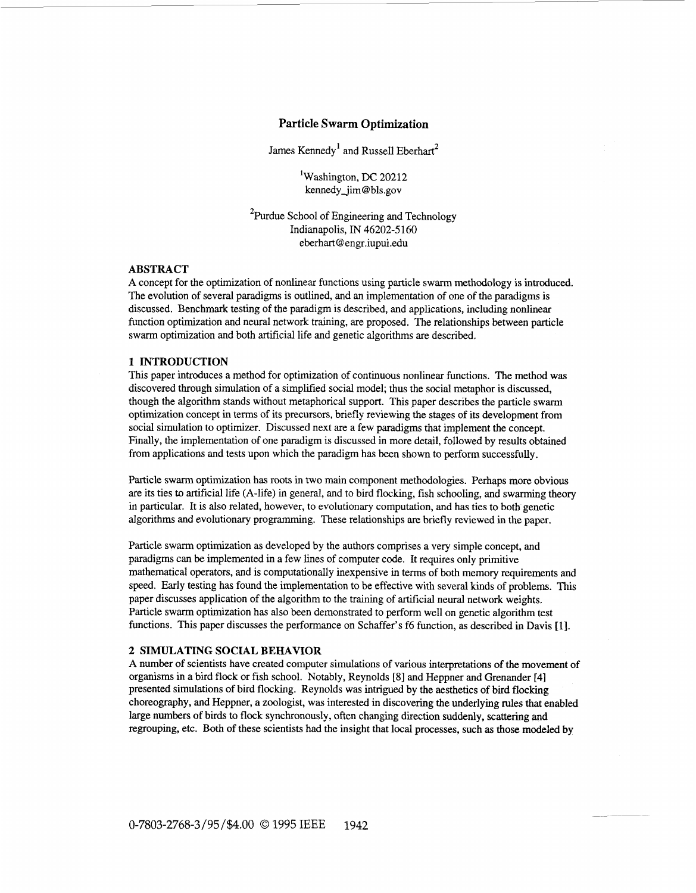# Particle Swarm Optimization

James Kennedy[1] and Russell Eberhart[2]

[1]Washington, DC 20212
kennedy_jim@bls.gov

[2]Purdue School of Engineering and Technology
Indianapolis, IN 46202-5160
eberhart@engr.iupui.edu

## ABSTRACT

A concept for the optimization of nonlinear functions using particle swarm methodology is introduced. The evolution of several paradigms is outlined, and an implementation of one of the paradigms is discussed. Benchmark testing of the paradigm is described, and applications, including nonlinear function optimization and neural network training, are proposed. The relationships between particle swarm optimization and both artificial life and genetic algorithms are described.

## 1 INTRODUCTION

This paper introduces a method for optimization of continuous nonlinear functions. The method was discovered through simulation of a simplified social model; thus the social metaphor is discussed, though the algorithm stands without metaphorical support. This paper describes the particle swarm optimization concept in terms of its precursors, briefly reviewing the stages of its development from social simulation to optimizer. Discussed next are a few paradigms that implement the concept. Finally, the implementation of one paradigm is discussed in more detail, followed by results obtained from applications and tests upon which the paradigm has been shown to perform successfully.

Particle swarm optimization has roots in two main component methodologies. Perhaps more obvious are its ties to artificial life (A-life) in general, and to bird flocking, fish schooling, and swarming theory in particular. It is also related, however, to evolutionary computation, and has ties to both genetic algorithms and evolutionary programming. These relationships are briefly reviewed in the paper.

Particle swarm optimization as developed by the authors comprises a very simple concept, and paradigms can be implemented in a few lines of computer code. It requires only primitive mathematical operators, and is computationally inexpensive in terms of both memory requirements and speed. Early testing has found the implementation to be effective with several kinds of problems. This paper discusses application of the algorithm to the training of artificial neural network weights. Particle swarm optimization has also been demonstrated to perform well on genetic algorithm test functions. This paper discusses the performance on Schaffer's f6 function, as described in Davis [1].

## 2 SIMULATING SOCIAL BEHAVIOR

A number of scientists have created computer simulations of various interpretations of the movement of organisms in a bird flock or fish school. Notably, Reynolds [8] and Heppner and Grenander [4] presented simulations of bird flocking. Reynolds was intrigued by the aesthetics of bird flocking choreography, and Heppner, a zoologist, was interested in discovering the underlying rules that enabled large numbers of birds to flock synchronously, often changing direction suddenly, scattering and regrouping, etc. Both of these scientists had the insight that local processes, such as those modeled by

0-7803-2768-3/95/$4.00 © 1995 IEEE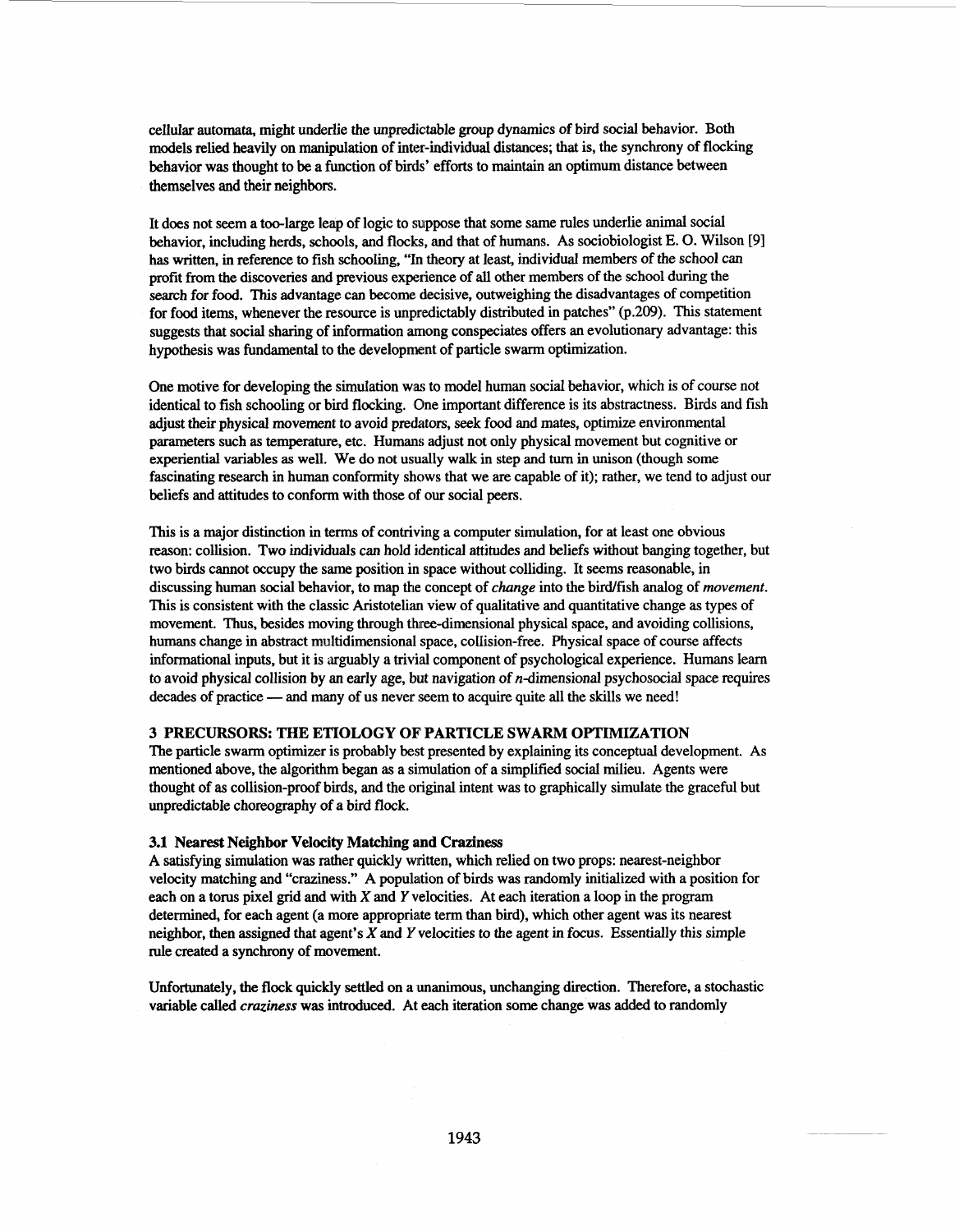cellular automata, might underlie the unpredictable group dynamics of bird social behavior. Both models relied heavily on manipulation of inter-individual distances; that is, the synchrony of flocking behavior was thought to be a function of birds' efforts to maintain an optimum distance between themselves and their neighbors.

It does not seem a too-large leap of logic to suppose that some same rules underlie animal social behavior, including herds, schools, and flocks, and that of humans. As sociobiologist E. O. Wilson [9] has written, in reference to fish schooling, "In theory at least, individual members of the school can profit from the discoveries and previous experience of all other members of the school during the search for food. This advantage can become decisive, outweighing the disadvantages of competition for food items, whenever the resource is unpredictably distributed in patches" (p.209). This statement suggests that social sharing of information among conspeciates offers an evolutionary advantage: this hypothesis was fundamental to the development of particle swarm optimization.

One motive for developing the simulation was to model human social behavior, which is of course not identical to fish schooling or bird flocking. One important difference is its abstractness. Birds and fish adjust their physical movement to avoid predators, seek food and mates, optimize environmental parameters such as temperature, etc. Humans adjust not only physical movement but cognitive or experiential variables as well. We do not usually walk in step and turn in unison (though some fascinating research in human conformity shows that we are capable of it); rather, we tend to adjust our beliefs and attitudes to conform with those of our social peers.

This is a major distinction in terms of contriving a computer simulation, for at least one obvious reason: collision. Two individuals can hold identical attitudes and beliefs without banging together, but two birds cannot occupy the same position in space without colliding. It seems reasonable, in discussing human social behavior, to map the concept of *change* into the bird/fish analog of *movement*. This is consistent with the classic Aristotelian view of qualitative and quantitative change as types of movement. Thus, besides moving through three-dimensional physical space, and avoiding collisions, humans change in abstract multidimensional space, collision-free. Physical space of course affects informational inputs, but it is arguably a trivial component of psychological experience. Humans learn to avoid physical collision by an early age, but navigation of $n$-dimensional psychosocial space requires decades of practice — and many of us never seem to acquire quite all the skills we need!

## 3 PRECURSORS: THE ETIOLOGY OF PARTICLE SWARM OPTIMIZATION

The particle swarm optimizer is probably best presented by explaining its conceptual development. As mentioned above, the algorithm began as a simulation of a simplified social milieu. Agents were thought of as collision-proof birds, and the original intent was to graphically simulate the graceful but unpredictable choreography of a bird flock.

### 3.1 Nearest Neighbor Velocity Matching and Craziness

A satisfying simulation was rather quickly written, which relied on two props: nearest-neighbor velocity matching and "craziness." A population of birds was randomly initialized with a position for each on a torus pixel grid and with $X$ and $Y$ velocities. At each iteration a loop in the program determined, for each agent (a more appropriate term than bird), which other agent was its nearest neighbor, then assigned that agent's $X$ and $Y$ velocities to the agent in focus. Essentially this simple rule created a synchrony of movement.

Unfortunately, the flock quickly settled on a unanimous, unchanging direction. Therefore, a stochastic variable called *craziness* was introduced. At each iteration some change was added to randomly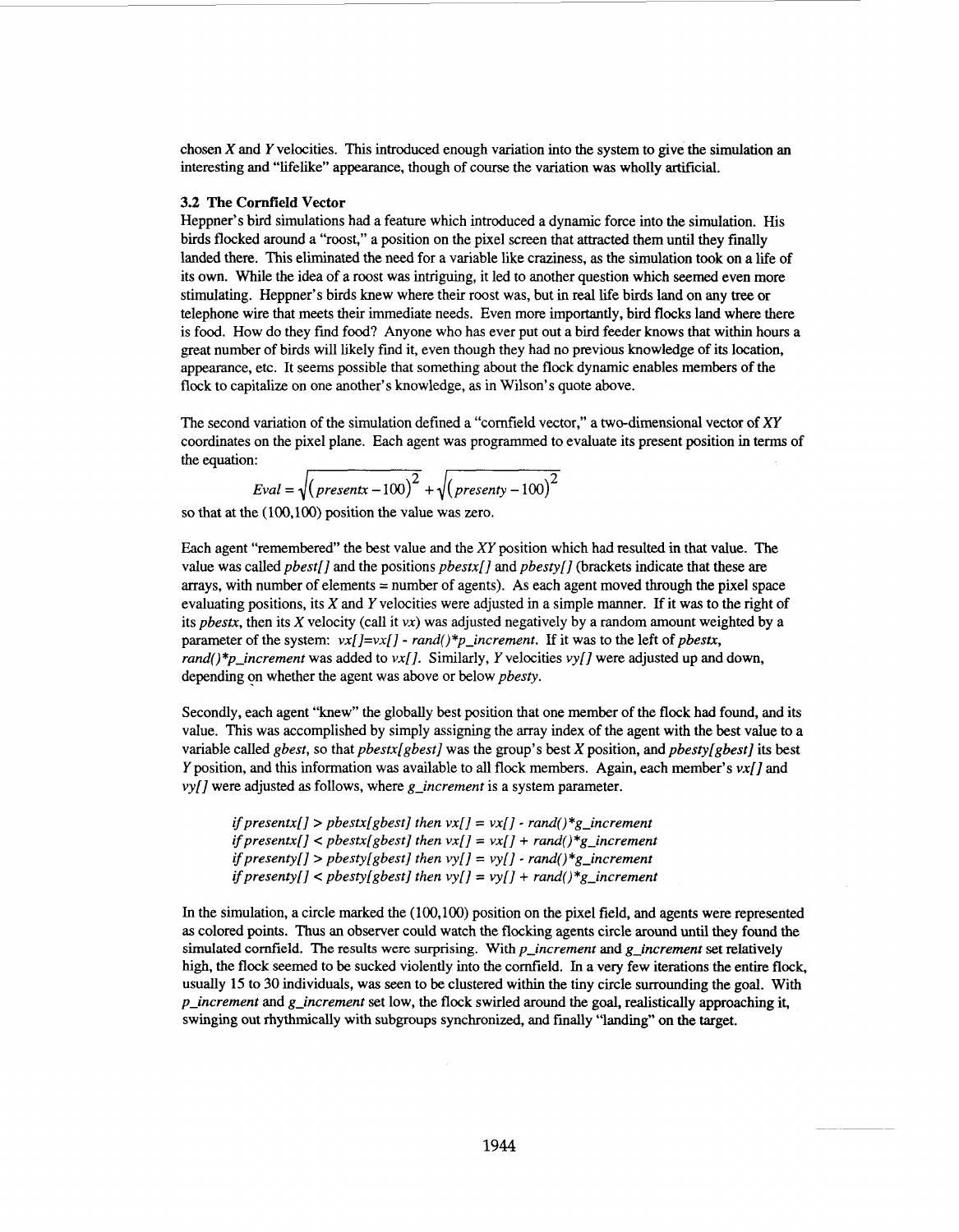chosen $X$ and $Y$ velocities. This introduced enough variation into the system to give the simulation an interesting and "lifelike" appearance, though of course the variation was wholly artificial.

### 3.2 The Cornfield Vector

Heppner's bird simulations had a feature which introduced a dynamic force into the simulation. His birds flocked around a "roost," a position on the pixel screen that attracted them until they finally landed there. This eliminated the need for a variable like craziness, as the simulation took on a life of its own. While the idea of a roost was intriguing, it led to another question which seemed even more stimulating. Heppner's birds knew where their roost was, but in real life birds land on any tree or telephone wire that meets their immediate needs. Even more importantly, bird flocks land where there is food. How do they find food? Anyone who has ever put out a bird feeder knows that within hours a great number of birds will likely find it, even though they had no previous knowledge of its location, appearance, etc. It seems possible that something about the flock dynamic enables members of the flock to capitalize on one another's knowledge, as in Wilson's quote above.

The second variation of the simulation defined a "cornfield vector," a two-dimensional vector of $XY$ coordinates on the pixel plane. Each agent was programmed to evaluate its present position in terms of the equation:

$$Eval = \sqrt{(presentx - 100)^2} + \sqrt{(presenty - 100)^2}$$

so that at the (100,100) position the value was zero.

Each agent "remembered" the best value and the $XY$ position which had resulted in that value. The value was called *pbest[]* and the positions *pbestx[]* and *pbesty[]* (brackets indicate that these are arrays, with number of elements = number of agents). As each agent moved through the pixel space evaluating positions, its $X$ and $Y$ velocities were adjusted in a simple manner. If it was to the right of its *pbestx*, then its $X$ velocity (call it *vx*) was adjusted negatively by a random amount weighted by a parameter of the system: *vx[]=vx[] - rand()*p_increment*. If it was to the left of *pbestx*, *rand()*p_increment* was added to *vx[]*. Similarly, $Y$ velocities *vy[]* were adjusted up and down, depending on whether the agent was above or below *pbesty*.

Secondly, each agent "knew" the globally best position that one member of the flock had found, and its value. This was accomplished by simply assigning the array index of the agent with the best value to a variable called *gbest*, so that *pbestx[gbest]* was the group's best $X$ position, and *pbesty[gbest]* its best $Y$ position, and this information was available to all flock members. Again, each member's *vx[]* and *vy[]* were adjusted as follows, where *g_increment* is a system parameter.

> *if presentx[] > pbestx[gbest] then vx[] = vx[] - rand()*g_increment*
> *if presentx[] < pbestx[gbest] then vx[] = vx[] + rand()*g_increment*
> *if presenty[] > pbesty[gbest] then vy[] = vy[] - rand()*g_increment*
> *if presenty[] < pbesty[gbest] then vy[] = vy[] + rand()*g_increment*

In the simulation, a circle marked the (100,100) position on the pixel field, and agents were represented as colored points. Thus an observer could watch the flocking agents circle around until they found the simulated cornfield. The results were surprising. With *p_increment* and *g_increment* set relatively high, the flock seemed to be sucked violently into the cornfield. In a very few iterations the entire flock, usually 15 to 30 individuals, was seen to be clustered within the tiny circle surrounding the goal. With *p_increment* and *g_increment* set low, the flock swirled around the goal, realistically approaching it, swinging out rhythmically with subgroups synchronized, and finally "landing" on the target.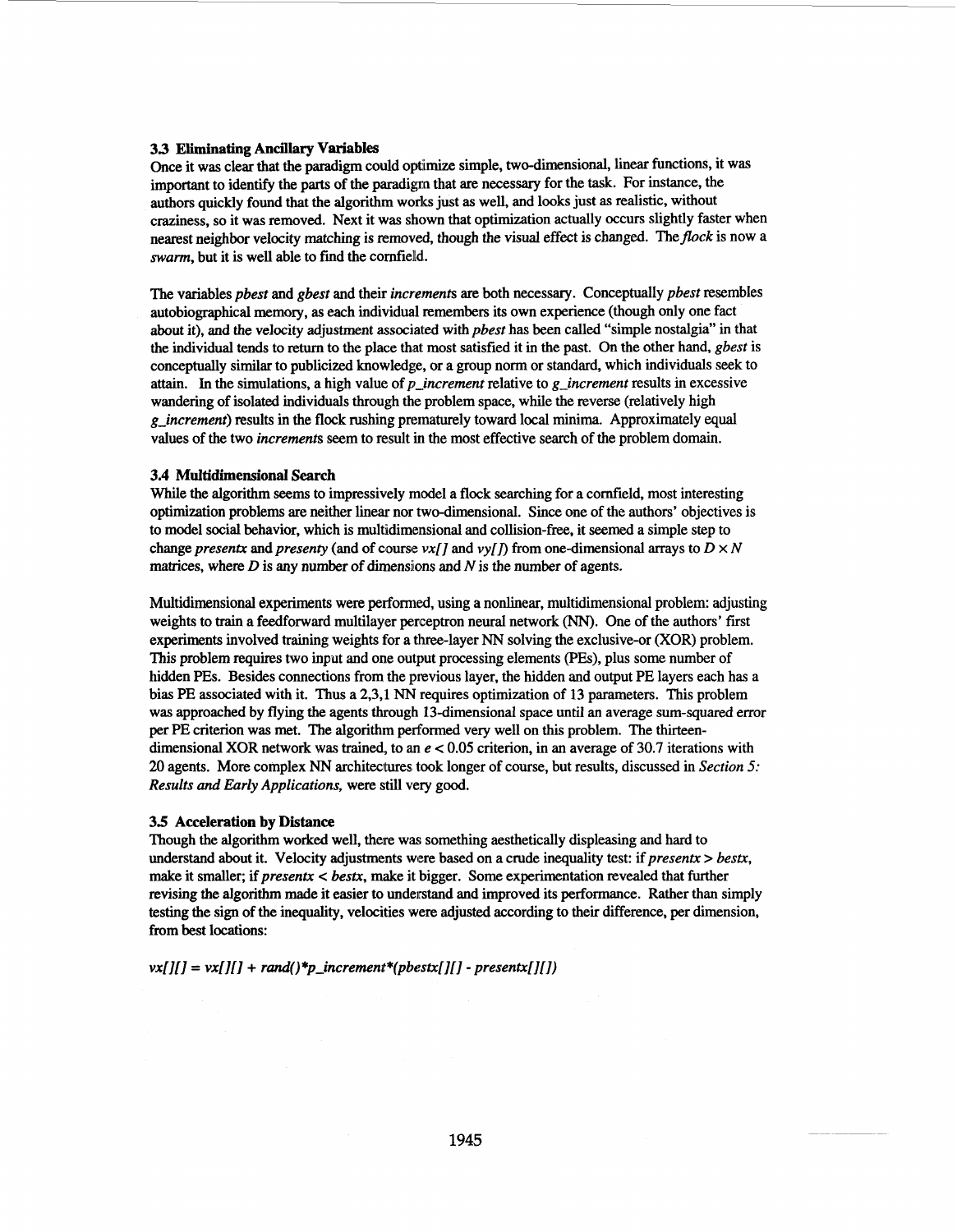### 3.3 Eliminating Ancillary Variables

Once it was clear that the paradigm could optimize simple, two-dimensional, linear functions, it was important to identify the parts of the paradigm that are necessary for the task. For instance, the authors quickly found that the algorithm works just as well, and looks just as realistic, without craziness, so it was removed. Next it was shown that optimization actually occurs slightly faster when nearest neighbor velocity matching is removed, though the visual effect is changed. The *flock* is now a *swarm*, but it is well able to find the cornfield.

The variables *pbest* and *gbest* and their *increments* are both necessary. Conceptually *pbest* resembles autobiographical memory, as each individual remembers its own experience (though only one fact about it), and the velocity adjustment associated with *pbest* has been called "simple nostalgia" in that the individual tends to return to the place that most satisfied it in the past. On the other hand, *gbest* is conceptually similar to publicized knowledge, or a group norm or standard, which individuals seek to attain. In the simulations, a high value of *p_increment* relative to *g_increment* results in excessive wandering of isolated individuals through the problem space, while the reverse (relatively high *g_increment*) results in the flock rushing prematurely toward local minima. Approximately equal values of the two *increments* seem to result in the most effective search of the problem domain.

### 3.4 Multidimensional Search

While the algorithm seems to impressively model a flock searching for a cornfield, most interesting optimization problems are neither linear nor two-dimensional. Since one of the authors' objectives is to model social behavior, which is multidimensional and collision-free, it seemed a simple step to change *presentx* and *presenty* (and of course *vx[]* and *vy[]*) from one-dimensional arrays to $D \times N$ matrices, where $D$ is any number of dimensions and $N$ is the number of agents.

Multidimensional experiments were performed, using a nonlinear, multidimensional problem: adjusting weights to train a feedforward multilayer perceptron neural network (NN). One of the authors' first experiments involved training weights for a three-layer NN solving the exclusive-or (XOR) problem. This problem requires two input and one output processing elements (PEs), plus some number of hidden PEs. Besides connections from the previous layer, the hidden and output PE layers each has a bias PE associated with it. Thus a 2,3,1 NN requires optimization of 13 parameters. This problem was approached by flying the agents through 13-dimensional space until an average sum-squared error per PE criterion was met. The algorithm performed very well on this problem. The thirteen-dimensional XOR network was trained, to an $e < 0.05$ criterion, in an average of 30.7 iterations with 20 agents. More complex NN architectures took longer of course, but results, discussed in *Section 5: Results and Early Applications,* were still very good.

### 3.5 Acceleration by Distance

Though the algorithm worked well, there was something aesthetically displeasing and hard to understand about it. Velocity adjustments were based on a crude inequality test: if *presentx > bestx*, make it smaller; if *presentx < bestx*, make it bigger. Some experimentation revealed that further revising the algorithm made it easier to understand and improved its performance. Rather than simply testing the sign of the inequality, velocities were adjusted according to their difference, per dimension, from best locations:

*vx[][] = vx[][] + rand()*p_increment*(pbestx[][] - presentx[][])*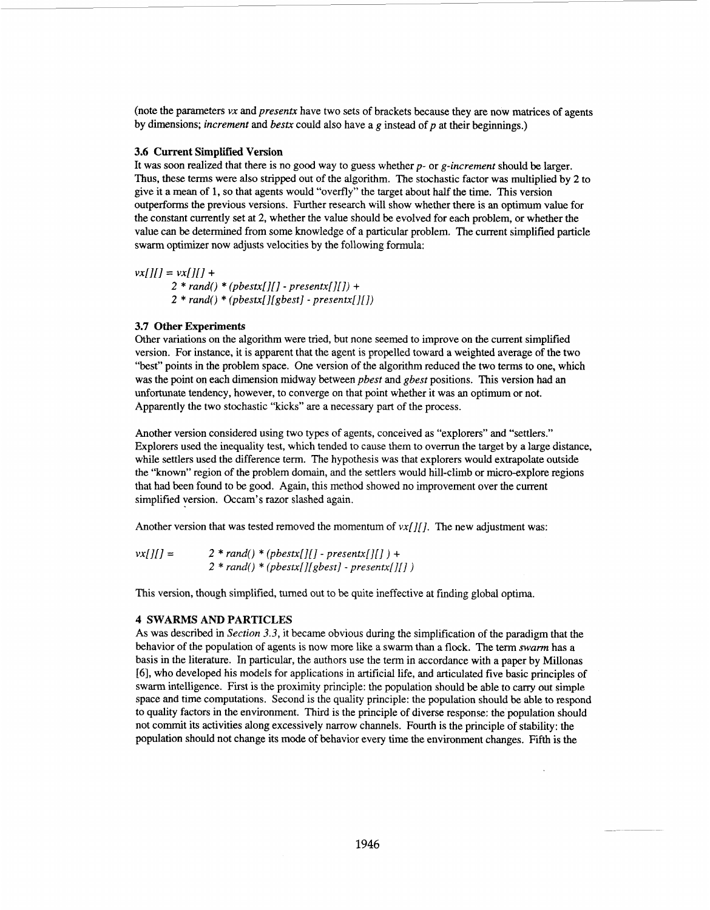(note the parameters *vx* and *presentx* have two sets of brackets because they are now matrices of agents by dimensions; *increment* and *bestx* could also have a *g* instead of *p* at their beginnings.)

### 3.6 Current Simplified Version

It was soon realized that there is no good way to guess whether *p-* or *g-increment* should be larger. Thus, these terms were also stripped out of the algorithm. The stochastic factor was multiplied by 2 to give it a mean of 1, so that agents would "overfly" the target about half the time. This version outperforms the previous versions. Further research will show whether there is an optimum value for the constant currently set at 2, whether the value should be evolved for each problem, or whether the value can be determined from some knowledge of a particular problem. The current simplified particle swarm optimizer now adjusts velocities by the following formula:

```
vx[][] = vx[][] +
        2 * rand() * (pbestx[][] - presentx[][]) +
        2 * rand() * (pbestx[][gbest] - presentx[][])
```

### 3.7 Other Experiments

Other variations on the algorithm were tried, but none seemed to improve on the current simplified version. For instance, it is apparent that the agent is propelled toward a weighted average of the two "best" points in the problem space. One version of the algorithm reduced the two terms to one, which was the point on each dimension midway between *pbest* and *gbest* positions. This version had an unfortunate tendency, however, to converge on that point whether it was an optimum or not. Apparently the two stochastic "kicks" are a necessary part of the process.

Another version considered using two types of agents, conceived as "explorers" and "settlers." Explorers used the inequality test, which tended to cause them to overrun the target by a large distance, while settlers used the difference term. The hypothesis was that explorers would extrapolate outside the "known" region of the problem domain, and the settlers would hill-climb or micro-explore regions that had been found to be good. Again, this method showed no improvement over the current simplified version. Occam's razor slashed again.

Another version that was tested removed the momentum of *vx[][]*. The new adjustment was:

```
vx[][] =        2 * rand() * (pbestx[][] - presentx[][] ) +
                2 * rand() * (pbestx[][gbest] - presentx[][] )
```

This version, though simplified, turned out to be quite ineffective at finding global optima.

## 4 SWARMS AND PARTICLES

As was described in *Section 3.3*, it became obvious during the simplification of the paradigm that the behavior of the population of agents is now more like a swarm than a flock. The term *swarm* has a basis in the literature. In particular, the authors use the term in accordance with a paper by Millonas [6], who developed his models for applications in artificial life, and articulated five basic principles of swarm intelligence. First is the proximity principle: the population should be able to carry out simple space and time computations. Second is the quality principle: the population should be able to respond to quality factors in the environment. Third is the principle of diverse response: the population should not commit its activities along excessively narrow channels. Fourth is the principle of stability: the population should not change its mode of behavior every time the environment changes. Fifth is the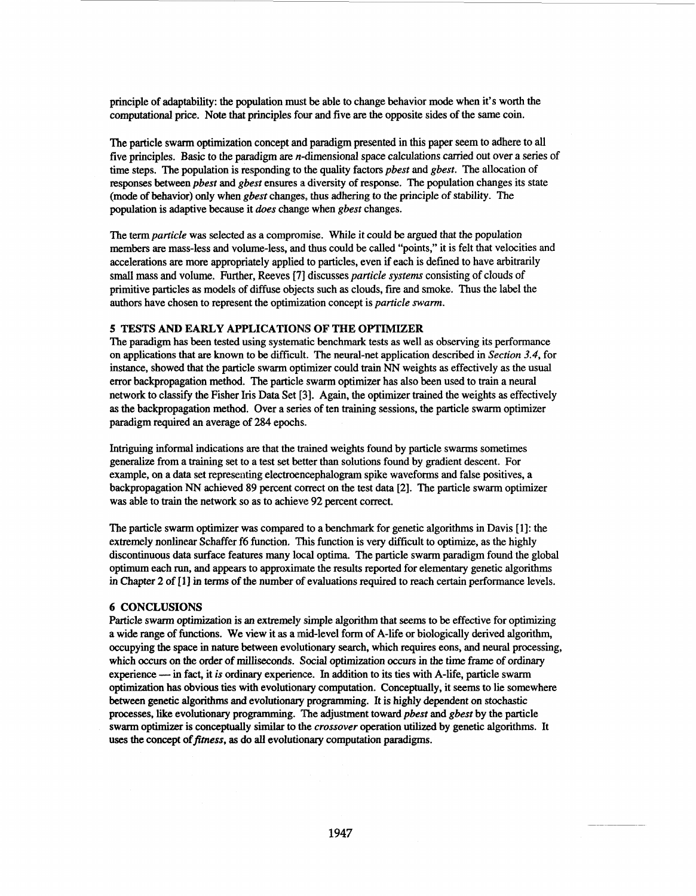principle of adaptability: the population must be able to change behavior mode when it's worth the computational price. Note that principles four and five are the opposite sides of the same coin.

The particle swarm optimization concept and paradigm presented in this paper seem to adhere to all five principles. Basic to the paradigm are *n*-dimensional space calculations carried out over a series of time steps. The population is responding to the quality factors *pbest* and *gbest*. The allocation of responses between *pbest* and *gbest* ensures a diversity of response. The population changes its state (mode of behavior) only when *gbest* changes, thus adhering to the principle of stability. The population is adaptive because it *does* change when *gbest* changes.

The term *particle* was selected as a compromise. While it could be argued that the population members are mass-less and volume-less, and thus could be called "points," it is felt that velocities and accelerations are more appropriately applied to particles, even if each is defined to have arbitrarily small mass and volume. Further, Reeves [7] discusses *particle systems* consisting of clouds of primitive particles as models of diffuse objects such as clouds, fire and smoke. Thus the label the authors have chosen to represent the optimization concept is *particle swarm*.

## 5 TESTS AND EARLY APPLICATIONS OF THE OPTIMIZER

The paradigm has been tested using systematic benchmark tests as well as observing its performance on applications that are known to be difficult. The neural-net application described in *Section 3.4*, for instance, showed that the particle swarm optimizer could train NN weights as effectively as the usual error backpropagation method. The particle swarm optimizer has also been used to train a neural network to classify the Fisher Iris Data Set [3]. Again, the optimizer trained the weights as effectively as the backpropagation method. Over a series of ten training sessions, the particle swarm optimizer paradigm required an average of 284 epochs.

Intriguing informal indications are that the trained weights found by particle swarms sometimes generalize from a training set to a test set better than solutions found by gradient descent. For example, on a data set representing electroencephalogram spike waveforms and false positives, a backpropagation NN achieved 89 percent correct on the test data [2]. The particle swarm optimizer was able to train the network so as to achieve 92 percent correct.

The particle swarm optimizer was compared to a benchmark for genetic algorithms in Davis [1]: the extremely nonlinear Schaffer f6 function. This function is very difficult to optimize, as the highly discontinuous data surface features many local optima. The particle swarm paradigm found the global optimum each run, and appears to approximate the results reported for elementary genetic algorithms in Chapter 2 of [1] in terms of the number of evaluations required to reach certain performance levels.

## 6 CONCLUSIONS

Particle swarm optimization is an extremely simple algorithm that seems to be effective for optimizing a wide range of functions. We view it as a mid-level form of A-life or biologically derived algorithm, occupying the space in nature between evolutionary search, which requires eons, and neural processing, which occurs on the order of milliseconds. Social optimization occurs in the time frame of ordinary experience — in fact, it *is* ordinary experience. In addition to its ties with A-life, particle swarm optimization has obvious ties with evolutionary computation. Conceptually, it seems to lie somewhere between genetic algorithms and evolutionary programming. It is highly dependent on stochastic processes, like evolutionary programming. The adjustment toward *pbest* and *gbest* by the particle swarm optimizer is conceptually similar to the *crossover* operation utilized by genetic algorithms. It uses the concept of *fitness*, as do all evolutionary computation paradigms.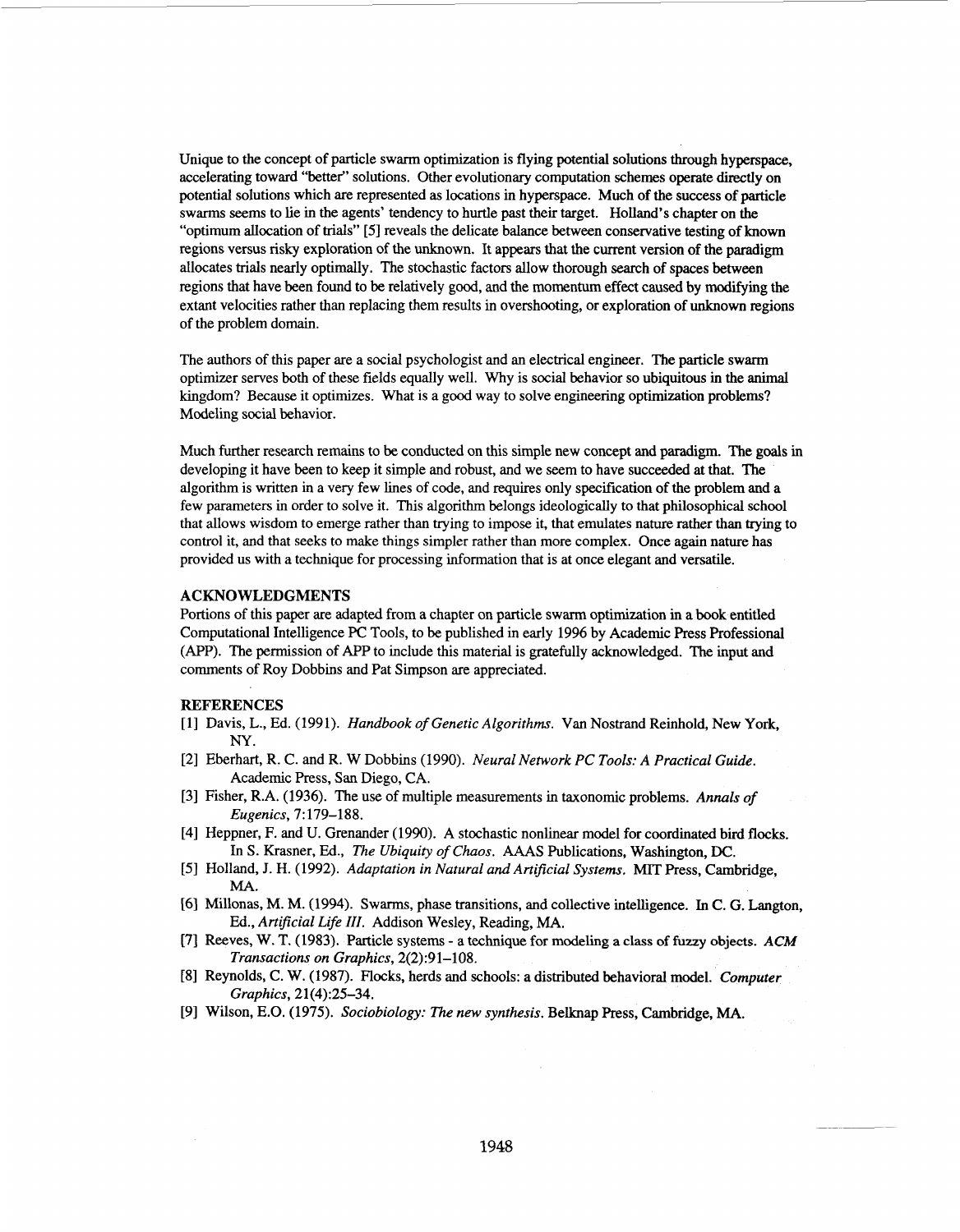Unique to the concept of particle swarm optimization is flying potential solutions through hyperspace, accelerating toward "better" solutions. Other evolutionary computation schemes operate directly on potential solutions which are represented as locations in hyperspace. Much of the success of particle swarms seems to lie in the agents' tendency to hurtle past their target. Holland's chapter on the "optimum allocation of trials" [5] reveals the delicate balance between conservative testing of known regions versus risky exploration of the unknown. It appears that the current version of the paradigm allocates trials nearly optimally. The stochastic factors allow thorough search of spaces between regions that have been found to be relatively good, and the momentum effect caused by modifying the extant velocities rather than replacing them results in overshooting, or exploration of unknown regions of the problem domain.

The authors of this paper are a social psychologist and an electrical engineer. The particle swarm optimizer serves both of these fields equally well. Why is social behavior so ubiquitous in the animal kingdom? Because it optimizes. What is a good way to solve engineering optimization problems? Modeling social behavior.

Much further research remains to be conducted on this simple new concept and paradigm. The goals in developing it have been to keep it simple and robust, and we seem to have succeeded at that. The algorithm is written in a very few lines of code, and requires only specification of the problem and a few parameters in order to solve it. This algorithm belongs ideologically to that philosophical school that allows wisdom to emerge rather than trying to impose it, that emulates nature rather than trying to control it, and that seeks to make things simpler rather than more complex. Once again nature has provided us with a technique for processing information that is at once elegant and versatile.

## ACKNOWLEDGMENTS

Portions of this paper are adapted from a chapter on particle swarm optimization in a book entitled Computational Intelligence PC Tools, to be published in early 1996 by Academic Press Professional (APP). The permission of APP to include this material is gratefully acknowledged. The input and comments of Roy Dobbins and Pat Simpson are appreciated.

## REFERENCES

[1] Davis, L., Ed. (1991). *Handbook of Genetic Algorithms.* Van Nostrand Reinhold, New York, NY.

[2] Eberhart, R. C. and R. W Dobbins (1990). *Neural Network PC Tools: A Practical Guide.* Academic Press, San Diego, CA.

[3] Fisher, R.A. (1936). The use of multiple measurements in taxonomic problems. *Annals of Eugenics*, 7:179–188.

[4] Heppner, F. and U. Grenander (1990). A stochastic nonlinear model for coordinated bird flocks. In S. Krasner, Ed., *The Ubiquity of Chaos.* AAAS Publications, Washington, DC.

[5] Holland, J. H. (1992). *Adaptation in Natural and Artificial Systems.* MIT Press, Cambridge, MA.

[6] Millonas, M. M. (1994). Swarms, phase transitions, and collective intelligence. In C. G. Langton, Ed., *Artificial Life III.* Addison Wesley, Reading, MA.

[7] Reeves, W. T. (1983). Particle systems - a technique for modeling a class of fuzzy objects. *ACM Transactions on Graphics*, 2(2):91–108.

[8] Reynolds, C. W. (1987). Flocks, herds and schools: a distributed behavioral model. *Computer Graphics*, 21(4):25–34.

[9] Wilson, E.O. (1975). *Sociobiology: The new synthesis.* Belknap Press, Cambridge, MA.